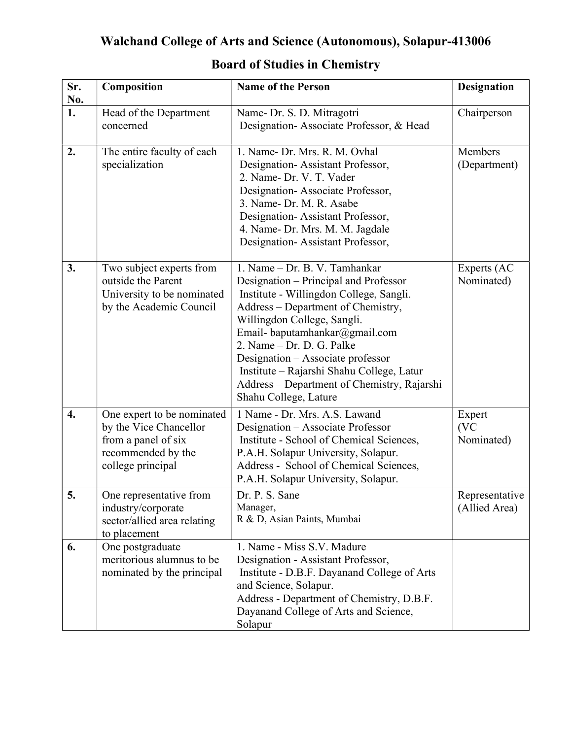# Walchand College of Arts and Science (Autonomous), Solapur-413006

## Board of Studies in Chemistry

| Sr. No. | Composition | Name of the Person | Designation |
|---|---|---|---|
| 1. | Head of the Department concerned | Name- Dr. S. D. Mitragotri<br>Designation- Associate Professor, & Head | Chairperson |
| 2. | The entire faculty of each specialization | 1. Name- Dr. Mrs. R. M. Ovhal<br>Designation- Assistant Professor,<br>2. Name- Dr. V. T. Vader<br>Designation- Associate Professor,<br>3. Name- Dr. M. R. Asabe<br>Designation- Assistant Professor,<br>4. Name- Dr. Mrs. M. M. Jagdale<br>Designation- Assistant Professor, | Members (Department) |
| 3. | Two subject experts from outside the Parent University to be nominated by the Academic Council | 1. Name – Dr. B. V. Tamhankar<br>Designation – Principal and Professor<br>Institute - Willingdon College, Sangli.<br>Address – Department of Chemistry, Willingdon College, Sangli.<br>Email- baputamhankar@gmail.com<br>2. Name – Dr. D. G. Palke<br>Designation – Associate professor<br>Institute – Rajarshi Shahu College, Latur<br>Address – Department of Chemistry, Rajarshi Shahu College, Lature | Experts (AC Nominated) |
| 4. | One expert to be nominated by the Vice Chancellor from a panel of six recommended by the college principal | 1 Name - Dr. Mrs. A.S. Lawand<br>Designation – Associate Professor<br>Institute - School of Chemical Sciences, P.A.H. Solapur University, Solapur.<br>Address - School of Chemical Sciences, P.A.H. Solapur University, Solapur. | Expert (VC Nominated) |
| 5. | One representative from industry/corporate sector/allied area relating to placement | Dr. P. S. Sane<br>Manager,<br>R & D, Asian Paints, Mumbai | Representative (Allied Area) |
| 6. | One postgraduate meritorious alumnus to be nominated by the principal | 1. Name - Miss S.V. Madure<br>Designation - Assistant Professor,<br>Institute - D.B.F. Dayanand College of Arts and Science, Solapur.<br>Address - Department of Chemistry, D.B.F. Dayanand College of Arts and Science, Solapur | |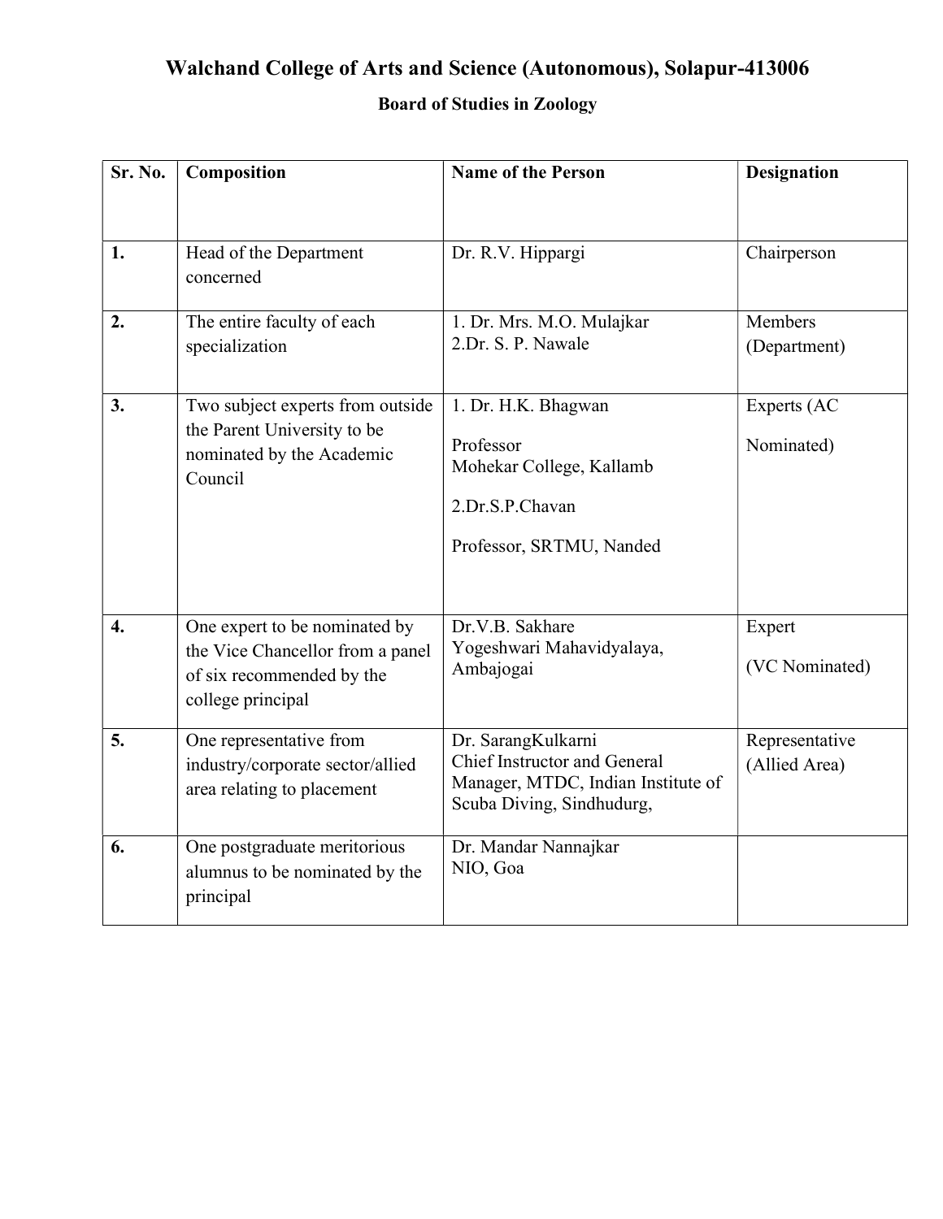# Walchand College of Arts and Science (Autonomous), Solapur-413006

## Board of Studies in Zoology

| Sr. No. | Composition | Name of the Person | Designation |
|---|---|---|---|
| 1. | Head of the Department concerned | Dr. R.V. Hippargi | Chairperson |
| 2. | The entire faculty of each specialization | 1. Dr. Mrs. M.O. Mulajkar<br>2.Dr. S. P. Nawale | Members (Department) |
| 3. | Two subject experts from outside the Parent University to be nominated by the Academic Council | 1. Dr. H.K. Bhagwan<br><br>Professor<br>Mohekar College, Kallamb<br><br>2.Dr.S.P.Chavan<br><br>Professor, SRTMU, Nanded | Experts (AC<br><br>Nominated) |
| 4. | One expert to be nominated by the Vice Chancellor from a panel of six recommended by the college principal | Dr.V.B. Sakhare<br>Yogeshwari Mahavidyalaya, Ambajogai | Expert<br><br>(VC Nominated) |
| 5. | One representative from industry/corporate sector/allied area relating to placement | Dr. SarangKulkarni<br>Chief Instructor and General Manager, MTDC, Indian Institute of Scuba Diving, Sindhudurg, | Representative (Allied Area) |
| 6. | One postgraduate meritorious alumnus to be nominated by the principal | Dr. Mandar Nannajkar<br>NIO, Goa | |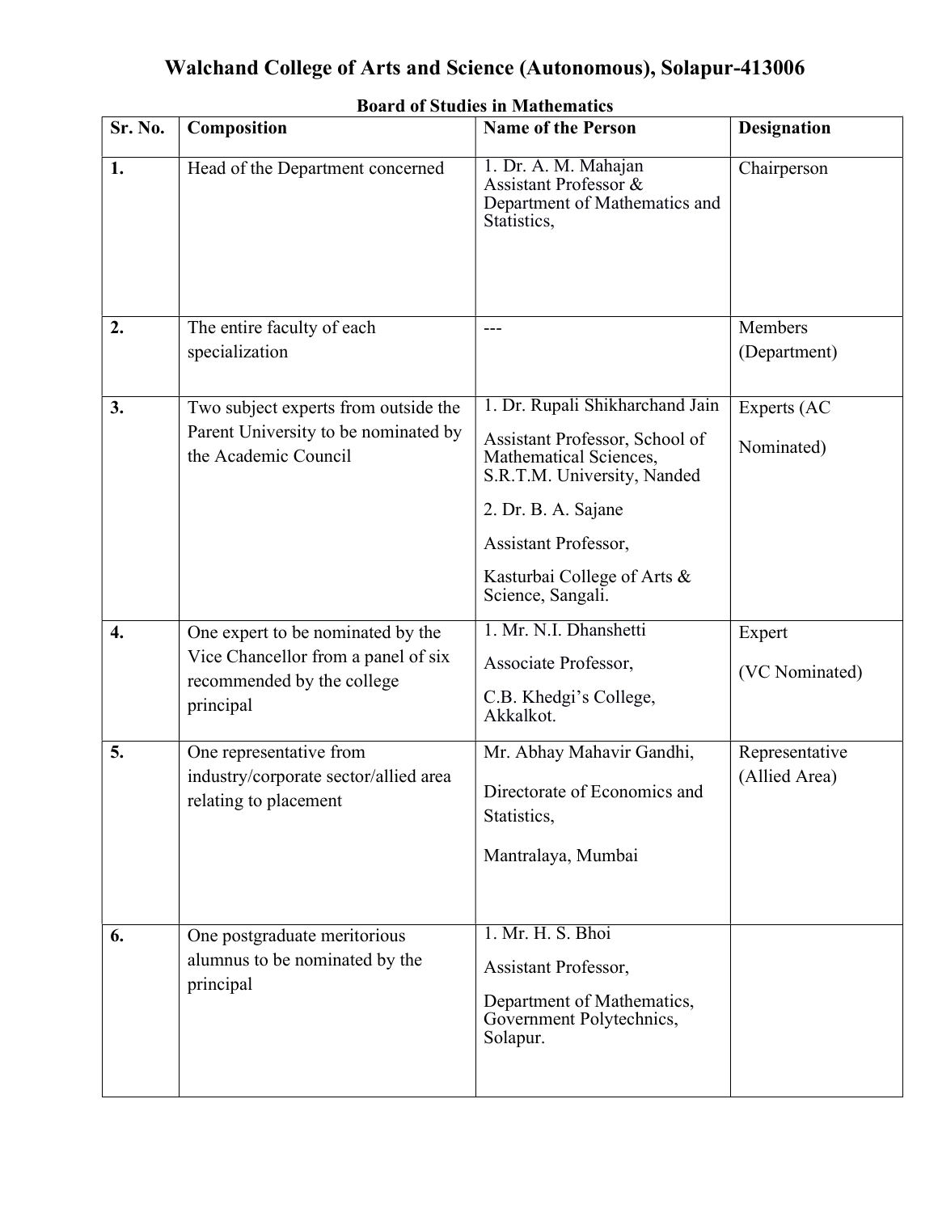# Walchand College of Arts and Science (Autonomous), Solapur-413006

**Board of Studies in Mathematics**

| Sr. No. | Composition | Name of the Person | Designation |
|---|---|---|---|
| **1.** | Head of the Department concerned | 1. Dr. A. M. Mahajan Assistant Professor & Department of Mathematics and Statistics, | Chairperson |
| **2.** | The entire faculty of each specialization | --- | Members (Department) |
| **3.** | Two subject experts from outside the Parent University to be nominated by the Academic Council | 1. Dr. Rupali Shikharchand Jain Assistant Professor, School of Mathematical Sciences, S.R.T.M. University, Nanded 2. Dr. B. A. Sajane Assistant Professor, Kasturbai College of Arts & Science, Sangali. | Experts (AC Nominated) |
| **4.** | One expert to be nominated by the Vice Chancellor from a panel of six recommended by the college principal | 1. Mr. N.I. Dhanshetti Associate Professor, C.B. Khedgi's College, Akkalkot. | Expert (VC Nominated) |
| **5.** | One representative from industry/corporate sector/allied area relating to placement | Mr. Abhay Mahavir Gandhi, Directorate of Economics and Statistics, Mantralaya, Mumbai | Representative (Allied Area) |
| **6.** | One postgraduate meritorious alumnus to be nominated by the principal | 1. Mr. H. S. Bhoi Assistant Professor, Department of Mathematics, Government Polytechnics, Solapur. | |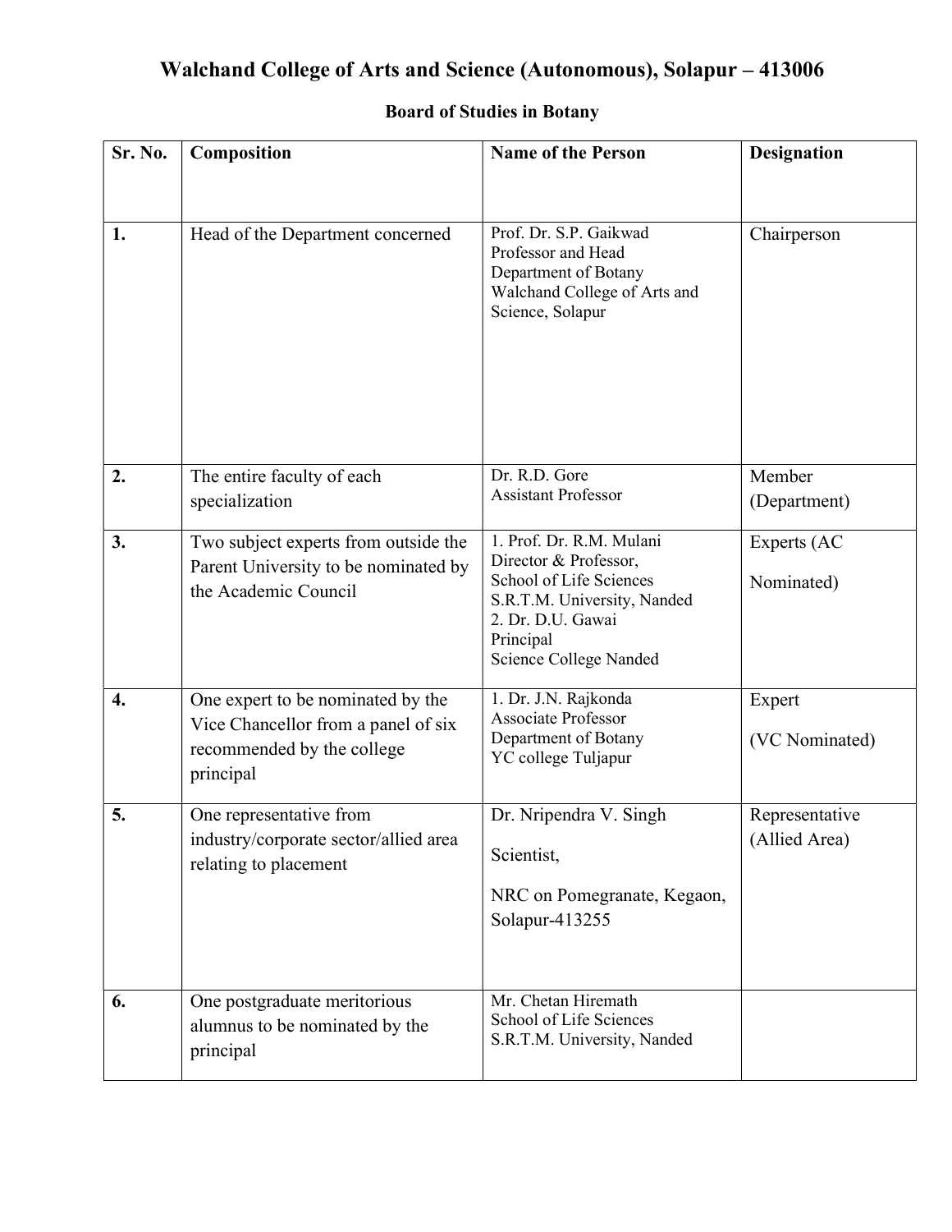# Walchand College of Arts and Science (Autonomous), Solapur – 413006

## Board of Studies in Botany

| Sr. No. | Composition | Name of the Person | Designation |
|---|---|---|---|
| **1.** | Head of the Department concerned | Prof. Dr. S.P. Gaikwad<br>Professor and Head<br>Department of Botany<br>Walchand College of Arts and Science, Solapur | Chairperson |
| **2.** | The entire faculty of each specialization | Dr. R.D. Gore<br>Assistant Professor | Member (Department) |
| **3.** | Two subject experts from outside the Parent University to be nominated by the Academic Council | 1. Prof. Dr. R.M. Mulani<br>Director & Professor,<br>School of Life Sciences<br>S.R.T.M. University, Nanded<br>2. Dr. D.U. Gawai<br>Principal<br>Science College Nanded | Experts (AC Nominated) |
| **4.** | One expert to be nominated by the Vice Chancellor from a panel of six recommended by the college principal | 1. Dr. J.N. Rajkonda<br>Associate Professor<br>Department of Botany<br>YC college Tuljapur | Expert (VC Nominated) |
| **5.** | One representative from industry/corporate sector/allied area relating to placement | Dr. Nripendra V. Singh<br>Scientist,<br>NRC on Pomegranate, Kegaon, Solapur-413255 | Representative (Allied Area) |
| **6.** | One postgraduate meritorious alumnus to be nominated by the principal | Mr. Chetan Hiremath<br>School of Life Sciences<br>S.R.T.M. University, Nanded | |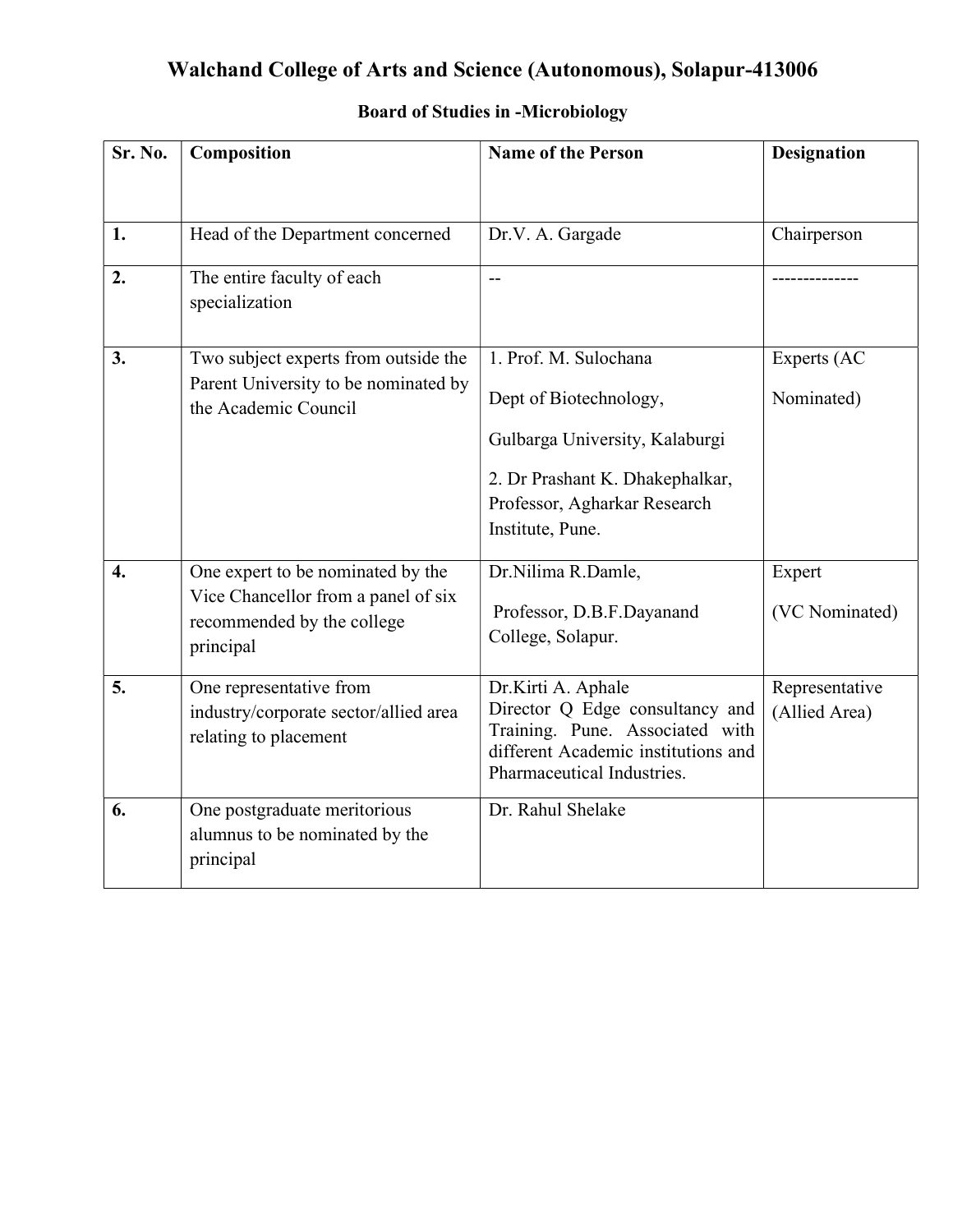# Walchand College of Arts and Science (Autonomous), Solapur-413006

## Board of Studies in -Microbiology

| Sr. No. | Composition | Name of the Person | Designation |
|---|---|---|---|
| 1. | Head of the Department concerned | Dr.V. A. Gargade | Chairperson |
| 2. | The entire faculty of each specialization | -- | -------------- |
| 3. | Two subject experts from outside the Parent University to be nominated by the Academic Council | 1. Prof. M. Sulochana<br>Dept of Biotechnology,<br>Gulbarga University, Kalaburgi<br>2. Dr Prashant K. Dhakephalkar, Professor, Agharkar Research Institute, Pune. | Experts (AC Nominated) |
| 4. | One expert to be nominated by the Vice Chancellor from a panel of six recommended by the college principal | Dr.Nilima R.Damle,<br>Professor, D.B.F.Dayanand College, Solapur. | Expert<br>(VC Nominated) |
| 5. | One representative from industry/corporate sector/allied area relating to placement | Dr.Kirti A. Aphale<br>Director Q Edge consultancy and Training. Pune. Associated with different Academic institutions and Pharmaceutical Industries. | Representative (Allied Area) |
| 6. | One postgraduate meritorious alumnus to be nominated by the principal | Dr. Rahul Shelake | |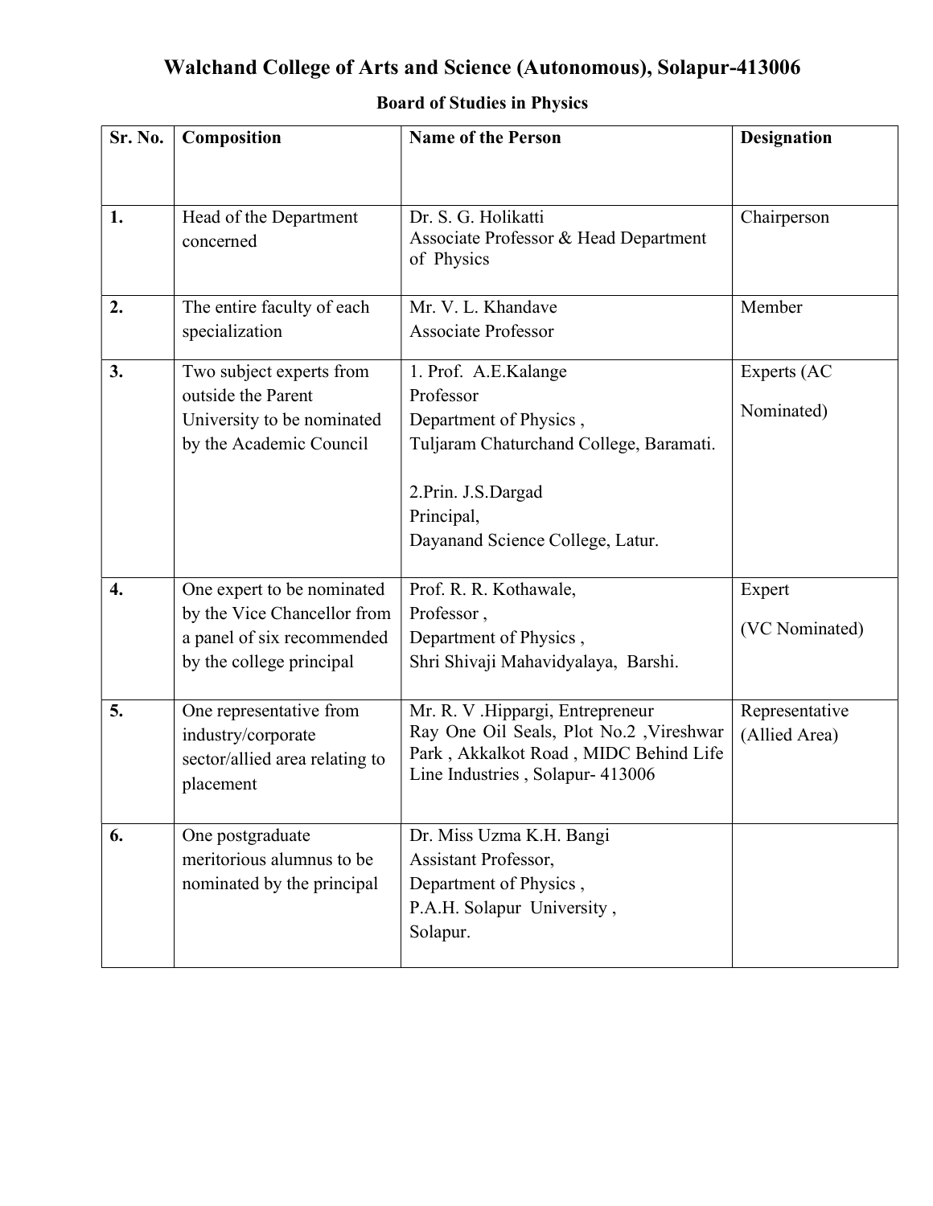# Walchand College of Arts and Science (Autonomous), Solapur-413006

## Board of Studies in Physics

| Sr. No. | Composition | Name of the Person | Designation |
|---|---|---|---|
| 1. | Head of the Department concerned | Dr. S. G. Holikatti<br>Associate Professor & Head Department of Physics | Chairperson |
| 2. | The entire faculty of each specialization | Mr. V. L. Khandave<br>Associate Professor | Member |
| 3. | Two subject experts from outside the Parent University to be nominated by the Academic Council | 1. Prof. A.E.Kalange<br>Professor<br>Department of Physics ,<br>Tuljaram Chaturchand College, Baramati.<br><br>2.Prin. J.S.Dargad<br>Principal,<br>Dayanand Science College, Latur. | Experts (AC Nominated) |
| 4. | One expert to be nominated by the Vice Chancellor from a panel of six recommended by the college principal | Prof. R. R. Kothawale,<br>Professor ,<br>Department of Physics ,<br>Shri Shivaji Mahavidyalaya, Barshi. | Expert<br>(VC Nominated) |
| 5. | One representative from industry/corporate sector/allied area relating to placement | Mr. R. V .Hippargi, Entrepreneur<br>Ray One Oil Seals, Plot No.2 ,Vireshwar Park , Akkalkot Road , MIDC Behind Life Line Industries , Solapur- 413006 | Representative (Allied Area) |
| 6. | One postgraduate meritorious alumnus to be nominated by the principal | Dr. Miss Uzma K.H. Bangi<br>Assistant Professor,<br>Department of Physics ,<br>P.A.H. Solapur University ,<br>Solapur. | |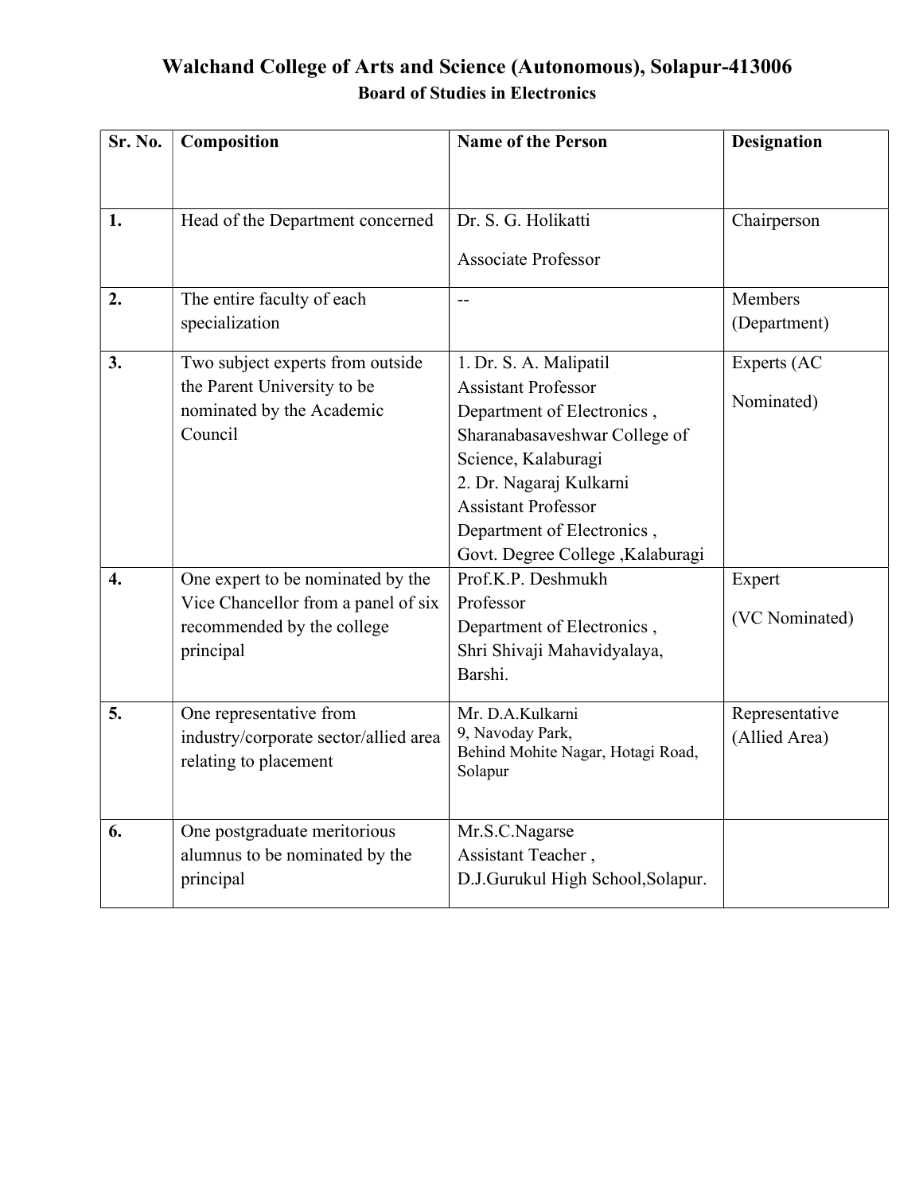# Walchand College of Arts and Science (Autonomous), Solapur-413006

## Board of Studies in Electronics

| Sr. No. | Composition | Name of the Person | Designation |
|---|---|---|---|
| 1. | Head of the Department concerned | Dr. S. G. Holikatti<br>Associate Professor | Chairperson |
| 2. | The entire faculty of each specialization | -- | Members (Department) |
| 3. | Two subject experts from outside the Parent University to be nominated by the Academic Council | 1. Dr. S. A. Malipatil<br>Assistant Professor<br>Department of Electronics ,<br>Sharanabasaveshwar College of Science, Kalaburagi<br>2. Dr. Nagaraj Kulkarni<br>Assistant Professor<br>Department of Electronics ,<br>Govt. Degree College ,Kalaburagi | Experts (AC Nominated) |
| 4. | One expert to be nominated by the Vice Chancellor from a panel of six recommended by the college principal | Prof.K.P. Deshmukh<br>Professor<br>Department of Electronics ,<br>Shri Shivaji Mahavidyalaya, Barshi. | Expert<br>(VC Nominated) |
| 5. | One representative from industry/corporate sector/allied area relating to placement | Mr. D.A.Kulkarni<br>9, Navoday Park,<br>Behind Mohite Nagar, Hotagi Road, Solapur | Representative (Allied Area) |
| 6. | One postgraduate meritorious alumnus to be nominated by the principal | Mr.S.C.Nagarse<br>Assistant Teacher ,<br>D.J.Gurukul High School,Solapur. | |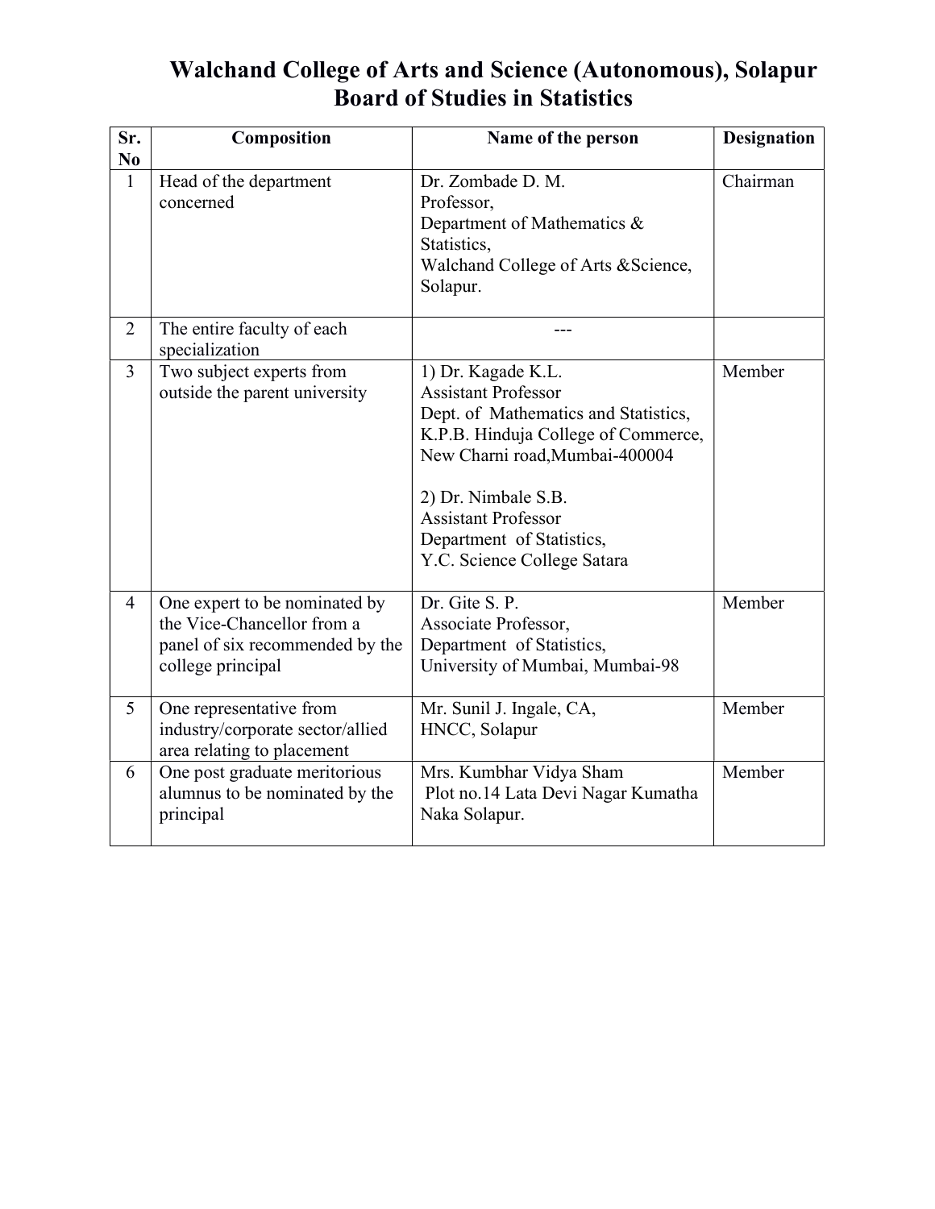# Walchand College of Arts and Science (Autonomous), Solapur
## Board of Studies in Statistics

| Sr. No | Composition | Name of the person | Designation |
|---|---|---|---|
| 1 | Head of the department concerned | Dr. Zombade D. M.<br>Professor,<br>Department of Mathematics & Statistics,<br>Walchand College of Arts &Science, Solapur. | Chairman |
| 2 | The entire faculty of each specialization | --- | |
| 3 | Two subject experts from outside the parent university | 1) Dr. Kagade K.L.<br>Assistant Professor<br>Dept. of Mathematics and Statistics,<br>K.P.B. Hinduja College of Commerce,<br>New Charni road,Mumbai-400004<br><br>2) Dr. Nimbale S.B.<br>Assistant Professor<br>Department of Statistics,<br>Y.C. Science College Satara | Member |
| 4 | One expert to be nominated by the Vice-Chancellor from a panel of six recommended by the college principal | Dr. Gite S. P.<br>Associate Professor,<br>Department of Statistics,<br>University of Mumbai, Mumbai-98 | Member |
| 5 | One representative from industry/corporate sector/allied area relating to placement | Mr. Sunil J. Ingale, CA,<br>HNCC, Solapur | Member |
| 6 | One post graduate meritorious alumnus to be nominated by the principal | Mrs. Kumbhar Vidya Sham<br>Plot no.14 Lata Devi Nagar Kumatha Naka Solapur. | Member |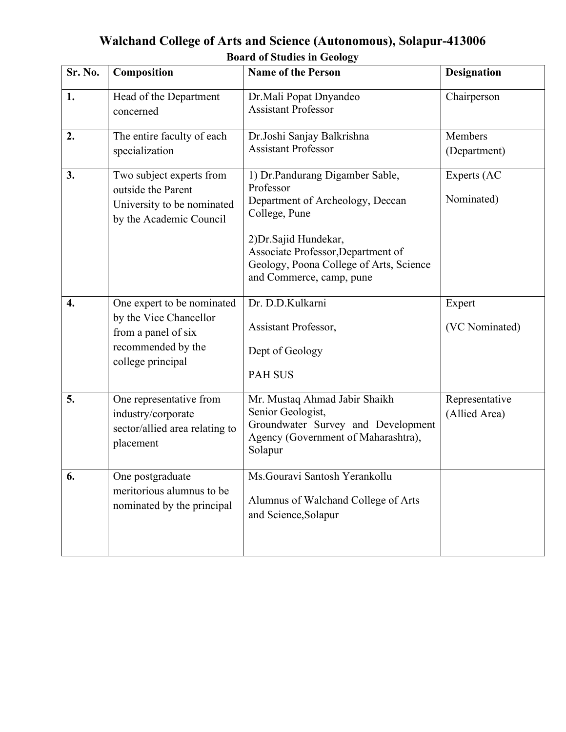# Walchand College of Arts and Science (Autonomous), Solapur-413006

## Board of Studies in Geology

| Sr. No. | Composition | Name of the Person | Designation |
|---|---|---|---|
| 1. | Head of the Department concerned | Dr.Mali Popat Dnyandeo<br>Assistant Professor | Chairperson |
| 2. | The entire faculty of each specialization | Dr.Joshi Sanjay Balkrishna<br>Assistant Professor | Members (Department) |
| 3. | Two subject experts from outside the Parent University to be nominated by the Academic Council | 1) Dr.Pandurang Digamber Sable, Professor<br>Department of Archeology, Deccan College, Pune<br><br>2)Dr.Sajid Hundekar,<br>Associate Professor,Department of Geology, Poona College of Arts, Science and Commerce, camp, pune | Experts (AC Nominated) |
| 4. | One expert to be nominated by the Vice Chancellor from a panel of six recommended by the college principal | Dr. D.D.Kulkarni<br><br>Assistant Professor,<br><br>Dept of Geology<br><br>PAH SUS | Expert<br><br>(VC Nominated) |
| 5. | One representative from industry/corporate sector/allied area relating to placement | Mr. Mustaq Ahmad Jabir Shaikh<br>Senior Geologist,<br>Groundwater Survey and Development Agency (Government of Maharashtra), Solapur | Representative (Allied Area) |
| 6. | One postgraduate meritorious alumnus to be nominated by the principal | Ms.Gouravi Santosh Yerankollu<br><br>Alumnus of Walchand College of Arts and Science,Solapur | |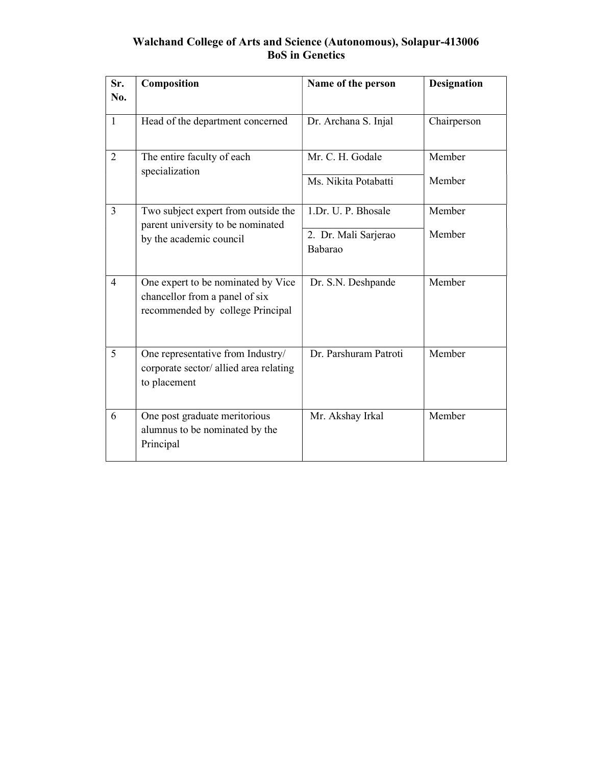# Walchand College of Arts and Science (Autonomous), Solapur-413006

## BoS in Genetics

| Sr. No. | Composition | Name of the person | Designation |
|---|---|---|---|
| 1 | Head of the department concerned | Dr. Archana S. Injal | Chairperson |
| 2 | The entire faculty of each specialization | Mr. C. H. Godale | Member |
| | | Ms. Nikita Potabatti | Member |
| 3 | Two subject expert from outside the parent university to be nominated by the academic council | 1.Dr. U. P. Bhosale | Member |
| | | 2. Dr. Mali Sarjerao Babarao | Member |
| 4 | One expert to be nominated by Vice chancellor from a panel of six recommended by college Principal | Dr. S.N. Deshpande | Member |
| 5 | One representative from Industry/ corporate sector/ allied area relating to placement | Dr. Parshuram Patroti | Member |
| 6 | One post graduate meritorious alumnus to be nominated by the Principal | Mr. Akshay Irkal | Member |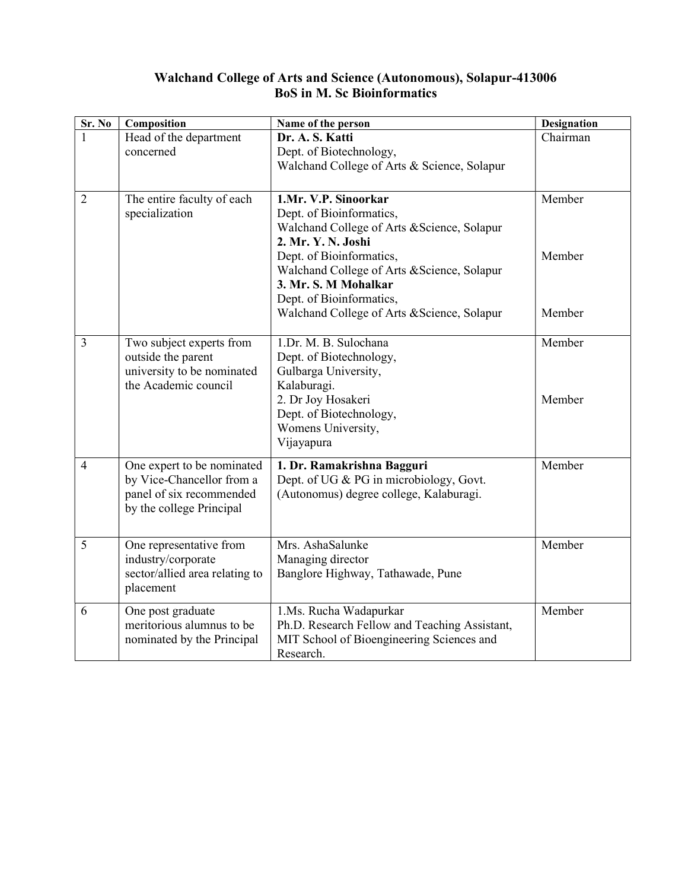**Walchand College of Arts and Science (Autonomous), Solapur-413006**
**BoS in M. Sc Bioinformatics**

| Sr. No | Composition | Name of the person | Designation |
|---|---|---|---|
| 1 | Head of the department concerned | **Dr. A. S. Katti**<br>Dept. of Biotechnology,<br>Walchand College of Arts & Science, Solapur | Chairman |
| 2 | The entire faculty of each specialization | **1.Mr. V.P. Sinoorkar**<br>Dept. of Bioinformatics,<br>Walchand College of Arts &Science, Solapur<br>**2. Mr. Y. N. Joshi**<br>Dept. of Bioinformatics,<br>Walchand College of Arts &Science, Solapur<br>**3. Mr. S. M Mohalkar**<br>Dept. of Bioinformatics,<br>Walchand College of Arts &Science, Solapur | Member<br><br>Member<br><br>Member |
| 3 | Two subject experts from outside the parent university to be nominated the Academic council | 1.Dr. M. B. Sulochana<br>Dept. of Biotechnology,<br>Gulbarga University,<br>Kalaburagi.<br>2. Dr Joy Hosakeri<br>Dept. of Biotechnology,<br>Womens University,<br>Vijayapura | Member<br><br>Member |
| 4 | One expert to be nominated by Vice-Chancellor from a panel of six recommended by the college Principal | **1. Dr. Ramakrishna Bagguri**<br>Dept. of UG & PG in microbiology, Govt. (Autonomus) degree college, Kalaburagi. | Member |
| 5 | One representative from industry/corporate sector/allied area relating to placement | Mrs. AshaSalunke<br>Managing director<br>Banglore Highway, Tathawade, Pune | Member |
| 6 | One post graduate meritorious alumnus to be nominated by the Principal | 1.Ms. Rucha Wadapurkar<br>Ph.D. Research Fellow and Teaching Assistant, MIT School of Bioengineering Sciences and Research. | Member |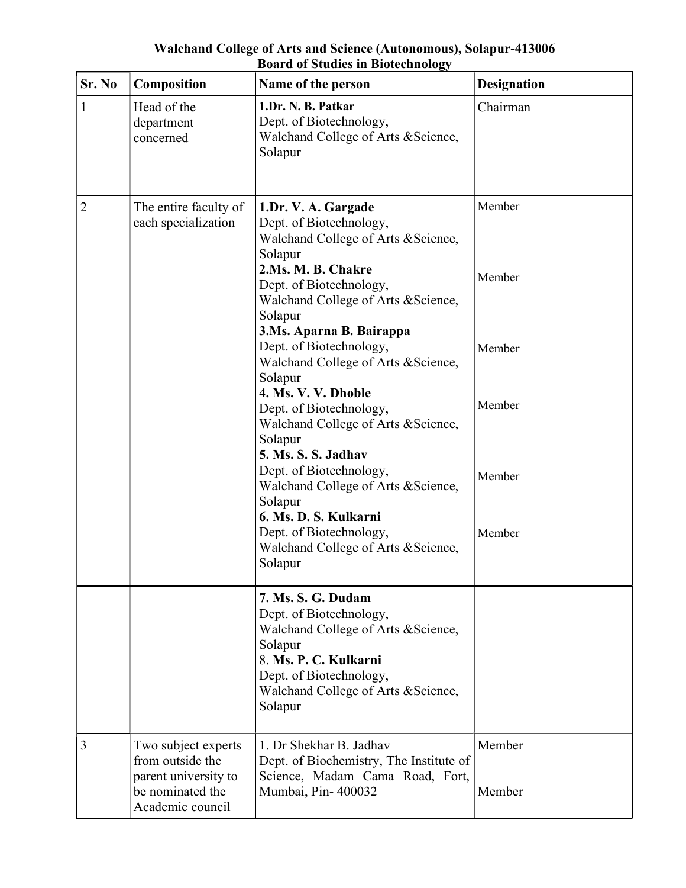**Walchand College of Arts and Science (Autonomous), Solapur-413006**
**Board of Studies in Biotechnology**

| Sr. No | Composition | Name of the person | Designation |
|---|---|---|---|
| 1 | Head of the department concerned | **1.Dr. N. B. Patkar**<br>Dept. of Biotechnology,<br>Walchand College of Arts &Science, Solapur | Chairman |
| 2 | The entire faculty of each specialization | **1.Dr. V. A. Gargade**<br>Dept. of Biotechnology,<br>Walchand College of Arts &Science, Solapur<br>**2.Ms. M. B. Chakre**<br>Dept. of Biotechnology,<br>Walchand College of Arts &Science, Solapur<br>**3.Ms. Aparna B. Bairappa**<br>Dept. of Biotechnology,<br>Walchand College of Arts &Science, Solapur<br>**4. Ms. V. V. Dhoble**<br>Dept. of Biotechnology,<br>Walchand College of Arts &Science, Solapur<br>**5. Ms. S. S. Jadhav**<br>Dept. of Biotechnology,<br>Walchand College of Arts &Science, Solapur<br>**6. Ms. D. S. Kulkarni**<br>Dept. of Biotechnology,<br>Walchand College of Arts &Science, Solapur | Member<br>Member<br>Member<br>Member<br>Member<br>Member |
| | | **7. Ms. S. G. Dudam**<br>Dept. of Biotechnology,<br>Walchand College of Arts &Science, Solapur<br>8. **Ms. P. C. Kulkarni**<br>Dept. of Biotechnology,<br>Walchand College of Arts &Science, Solapur | |
| 3 | Two subject experts from outside the parent university to be nominated the Academic council | 1. Dr Shekhar B. Jadhav<br>Dept. of Biochemistry, The Institute of Science, Madam Cama Road, Fort, Mumbai, Pin- 400032 | Member<br>Member |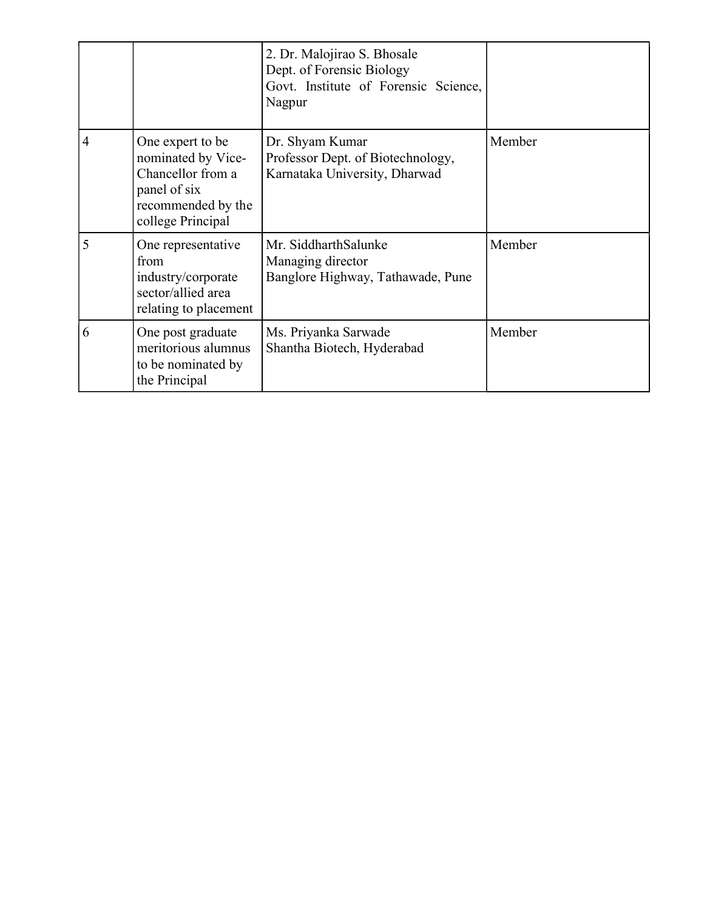| | | | |
|---|---|---|---|
| | | 2. Dr. Malojirao S. Bhosale<br>Dept. of Forensic Biology<br>Govt. Institute of Forensic Science, Nagpur | |
| 4 | One expert to be nominated by Vice-Chancellor from a panel of six recommended by the college Principal | Dr. Shyam Kumar<br>Professor Dept. of Biotechnology, Karnataka University, Dharwad | Member |
| 5 | One representative from industry/corporate sector/allied area relating to placement | Mr. SiddharthSalunke<br>Managing director<br>Banglore Highway, Tathawade, Pune | Member |
| 6 | One post graduate meritorious alumnus to be nominated by the Principal | Ms. Priyanka Sarwade<br>Shantha Biotech, Hyderabad | Member |